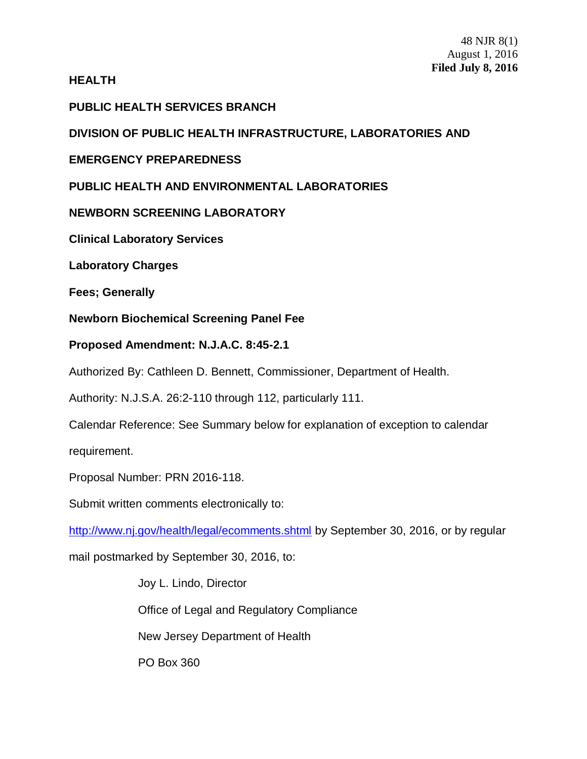48 NJR 8(1)
August 1, 2016
**Filed July 8, 2016**

**HEALTH**

**PUBLIC HEALTH SERVICES BRANCH**

**DIVISION OF PUBLIC HEALTH INFRASTRUCTURE, LABORATORIES AND EMERGENCY PREPAREDNESS**

**PUBLIC HEALTH AND ENVIRONMENTAL LABORATORIES**

**NEWBORN SCREENING LABORATORY**

**Clinical Laboratory Services**

**Laboratory Charges**

**Fees; Generally**

**Newborn Biochemical Screening Panel Fee**

**Proposed Amendment: N.J.A.C. 8:45-2.1**

Authorized By: Cathleen D. Bennett, Commissioner, Department of Health.

Authority: N.J.S.A. 26:2-110 through 112, particularly 111.

Calendar Reference: See Summary below for explanation of exception to calendar requirement.

Proposal Number: PRN 2016-118.

Submit written comments electronically to:

http://www.nj.gov/health/legal/ecomments.shtml by September 30, 2016, or by regular mail postmarked by September 30, 2016, to:

Joy L. Lindo, Director

Office of Legal and Regulatory Compliance

New Jersey Department of Health

PO Box 360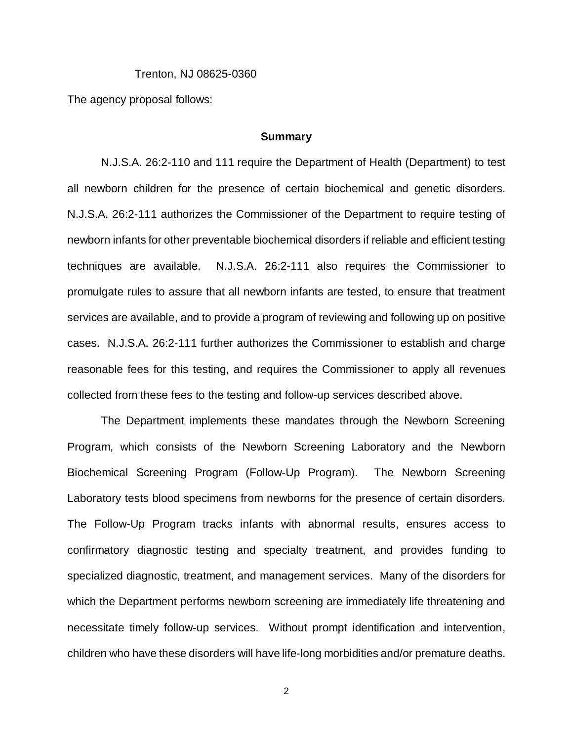Trenton, NJ 08625-0360

The agency proposal follows:

**Summary**

N.J.S.A. 26:2-110 and 111 require the Department of Health (Department) to test all newborn children for the presence of certain biochemical and genetic disorders. N.J.S.A. 26:2-111 authorizes the Commissioner of the Department to require testing of newborn infants for other preventable biochemical disorders if reliable and efficient testing techniques are available. N.J.S.A. 26:2-111 also requires the Commissioner to promulgate rules to assure that all newborn infants are tested, to ensure that treatment services are available, and to provide a program of reviewing and following up on positive cases. N.J.S.A. 26:2-111 further authorizes the Commissioner to establish and charge reasonable fees for this testing, and requires the Commissioner to apply all revenues collected from these fees to the testing and follow-up services described above.

The Department implements these mandates through the Newborn Screening Program, which consists of the Newborn Screening Laboratory and the Newborn Biochemical Screening Program (Follow-Up Program). The Newborn Screening Laboratory tests blood specimens from newborns for the presence of certain disorders. The Follow-Up Program tracks infants with abnormal results, ensures access to confirmatory diagnostic testing and specialty treatment, and provides funding to specialized diagnostic, treatment, and management services. Many of the disorders for which the Department performs newborn screening are immediately life threatening and necessitate timely follow-up services. Without prompt identification and intervention, children who have these disorders will have life-long morbidities and/or premature deaths.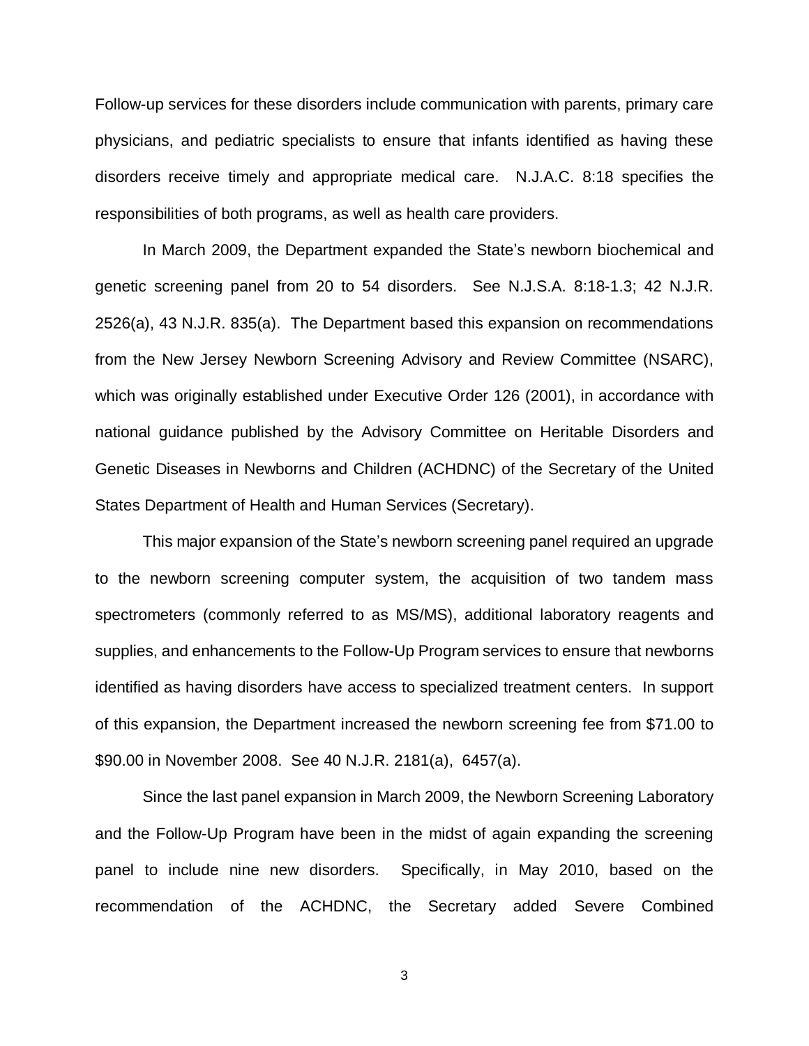Follow-up services for these disorders include communication with parents, primary care physicians, and pediatric specialists to ensure that infants identified as having these disorders receive timely and appropriate medical care. N.J.A.C. 8:18 specifies the responsibilities of both programs, as well as health care providers.

In March 2009, the Department expanded the State's newborn biochemical and genetic screening panel from 20 to 54 disorders. See N.J.S.A. 8:18-1.3; 42 N.J.R. 2526(a), 43 N.J.R. 835(a). The Department based this expansion on recommendations from the New Jersey Newborn Screening Advisory and Review Committee (NSARC), which was originally established under Executive Order 126 (2001), in accordance with national guidance published by the Advisory Committee on Heritable Disorders and Genetic Diseases in Newborns and Children (ACHDNC) of the Secretary of the United States Department of Health and Human Services (Secretary).

This major expansion of the State's newborn screening panel required an upgrade to the newborn screening computer system, the acquisition of two tandem mass spectrometers (commonly referred to as MS/MS), additional laboratory reagents and supplies, and enhancements to the Follow-Up Program services to ensure that newborns identified as having disorders have access to specialized treatment centers. In support of this expansion, the Department increased the newborn screening fee from $71.00 to $90.00 in November 2008. See 40 N.J.R. 2181(a), 6457(a).

Since the last panel expansion in March 2009, the Newborn Screening Laboratory and the Follow-Up Program have been in the midst of again expanding the screening panel to include nine new disorders. Specifically, in May 2010, based on the recommendation of the ACHDNC, the Secretary added Severe Combined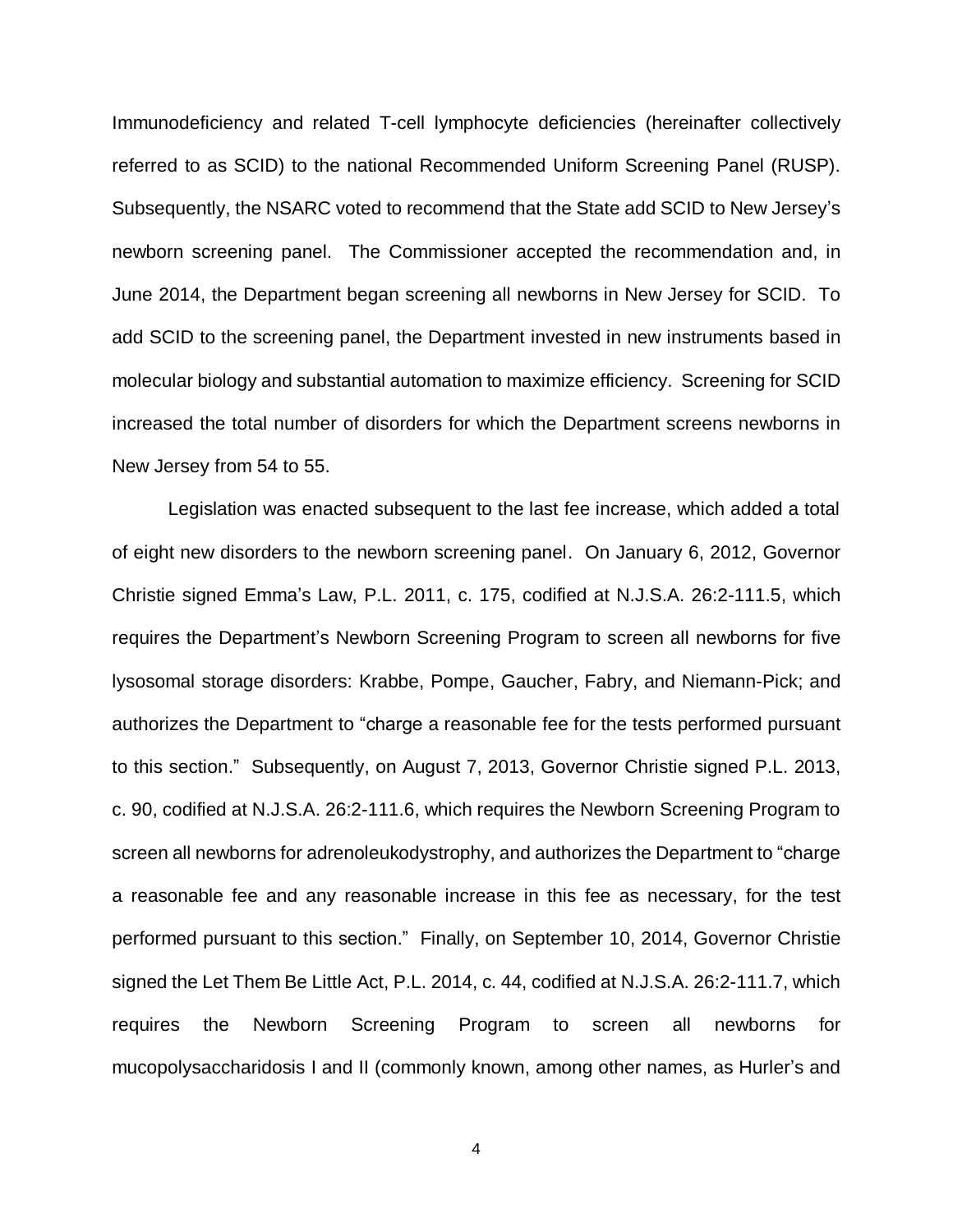Immunodeficiency and related T-cell lymphocyte deficiencies (hereinafter collectively referred to as SCID) to the national Recommended Uniform Screening Panel (RUSP). Subsequently, the NSARC voted to recommend that the State add SCID to New Jersey's newborn screening panel. The Commissioner accepted the recommendation and, in June 2014, the Department began screening all newborns in New Jersey for SCID. To add SCID to the screening panel, the Department invested in new instruments based in molecular biology and substantial automation to maximize efficiency. Screening for SCID increased the total number of disorders for which the Department screens newborns in New Jersey from 54 to 55.

Legislation was enacted subsequent to the last fee increase, which added a total of eight new disorders to the newborn screening panel. On January 6, 2012, Governor Christie signed Emma's Law, P.L. 2011, c. 175, codified at N.J.S.A. 26:2-111.5, which requires the Department's Newborn Screening Program to screen all newborns for five lysosomal storage disorders: Krabbe, Pompe, Gaucher, Fabry, and Niemann-Pick; and authorizes the Department to "charge a reasonable fee for the tests performed pursuant to this section." Subsequently, on August 7, 2013, Governor Christie signed P.L. 2013, c. 90, codified at N.J.S.A. 26:2-111.6, which requires the Newborn Screening Program to screen all newborns for adrenoleukodystrophy, and authorizes the Department to "charge a reasonable fee and any reasonable increase in this fee as necessary, for the test performed pursuant to this section." Finally, on September 10, 2014, Governor Christie signed the Let Them Be Little Act, P.L. 2014, c. 44, codified at N.J.S.A. 26:2-111.7, which requires the Newborn Screening Program to screen all newborns for mucopolysaccharidosis I and II (commonly known, among other names, as Hurler's and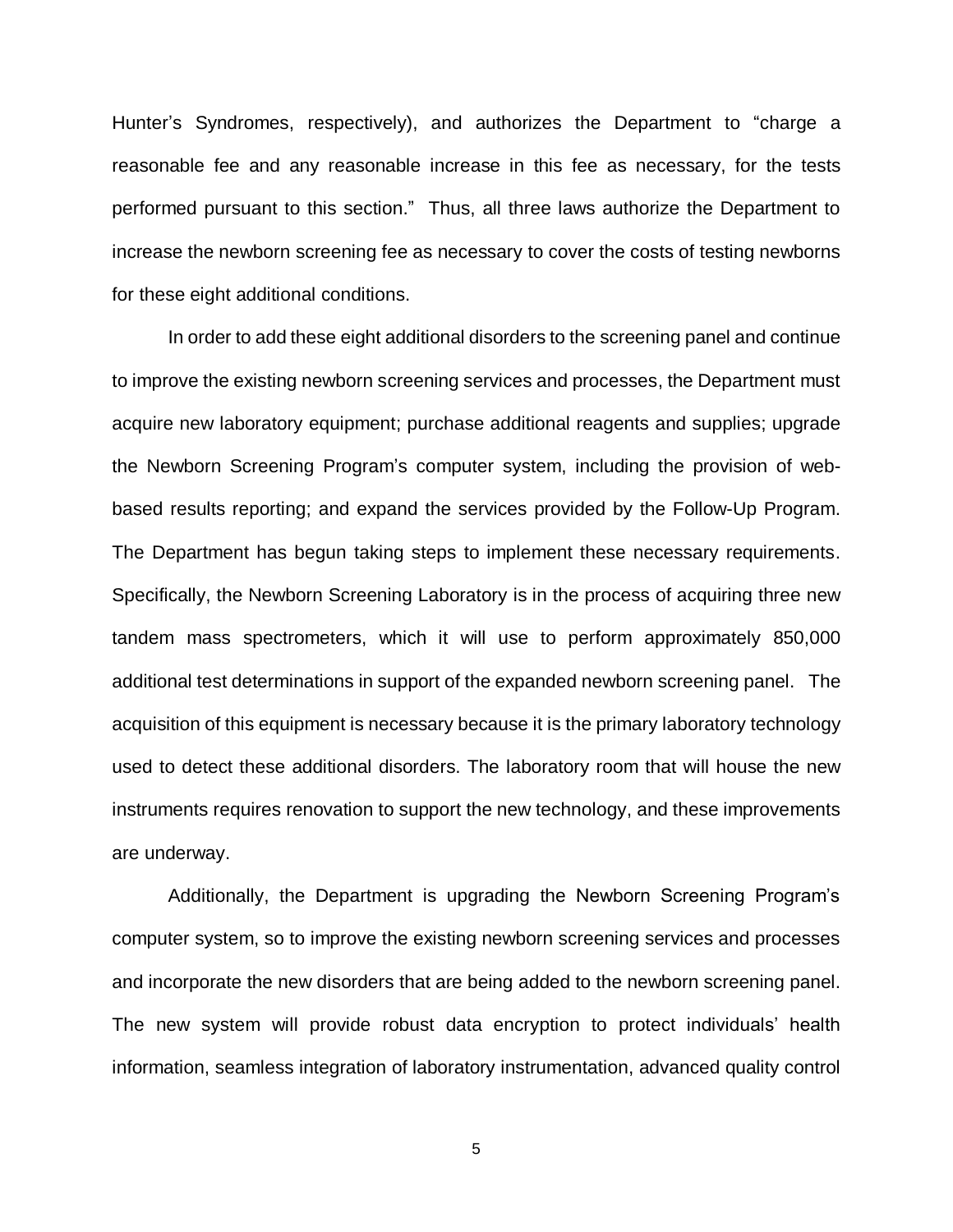Hunter's Syndromes, respectively), and authorizes the Department to "charge a reasonable fee and any reasonable increase in this fee as necessary, for the tests performed pursuant to this section." Thus, all three laws authorize the Department to increase the newborn screening fee as necessary to cover the costs of testing newborns for these eight additional conditions.

In order to add these eight additional disorders to the screening panel and continue to improve the existing newborn screening services and processes, the Department must acquire new laboratory equipment; purchase additional reagents and supplies; upgrade the Newborn Screening Program's computer system, including the provision of web-based results reporting; and expand the services provided by the Follow-Up Program. The Department has begun taking steps to implement these necessary requirements. Specifically, the Newborn Screening Laboratory is in the process of acquiring three new tandem mass spectrometers, which it will use to perform approximately 850,000 additional test determinations in support of the expanded newborn screening panel. The acquisition of this equipment is necessary because it is the primary laboratory technology used to detect these additional disorders. The laboratory room that will house the new instruments requires renovation to support the new technology, and these improvements are underway.

Additionally, the Department is upgrading the Newborn Screening Program's computer system, so to improve the existing newborn screening services and processes and incorporate the new disorders that are being added to the newborn screening panel. The new system will provide robust data encryption to protect individuals' health information, seamless integration of laboratory instrumentation, advanced quality control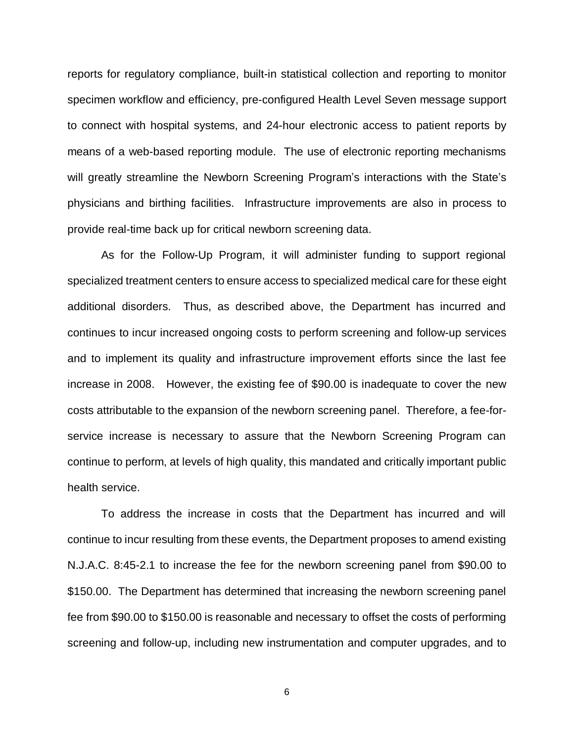reports for regulatory compliance, built-in statistical collection and reporting to monitor specimen workflow and efficiency, pre-configured Health Level Seven message support to connect with hospital systems, and 24-hour electronic access to patient reports by means of a web-based reporting module. The use of electronic reporting mechanisms will greatly streamline the Newborn Screening Program's interactions with the State's physicians and birthing facilities. Infrastructure improvements are also in process to provide real-time back up for critical newborn screening data.

As for the Follow-Up Program, it will administer funding to support regional specialized treatment centers to ensure access to specialized medical care for these eight additional disorders. Thus, as described above, the Department has incurred and continues to incur increased ongoing costs to perform screening and follow-up services and to implement its quality and infrastructure improvement efforts since the last fee increase in 2008. However, the existing fee of $90.00 is inadequate to cover the new costs attributable to the expansion of the newborn screening panel. Therefore, a fee-for-service increase is necessary to assure that the Newborn Screening Program can continue to perform, at levels of high quality, this mandated and critically important public health service.

To address the increase in costs that the Department has incurred and will continue to incur resulting from these events, the Department proposes to amend existing N.J.A.C. 8:45-2.1 to increase the fee for the newborn screening panel from $90.00 to $150.00. The Department has determined that increasing the newborn screening panel fee from $90.00 to $150.00 is reasonable and necessary to offset the costs of performing screening and follow-up, including new instrumentation and computer upgrades, and to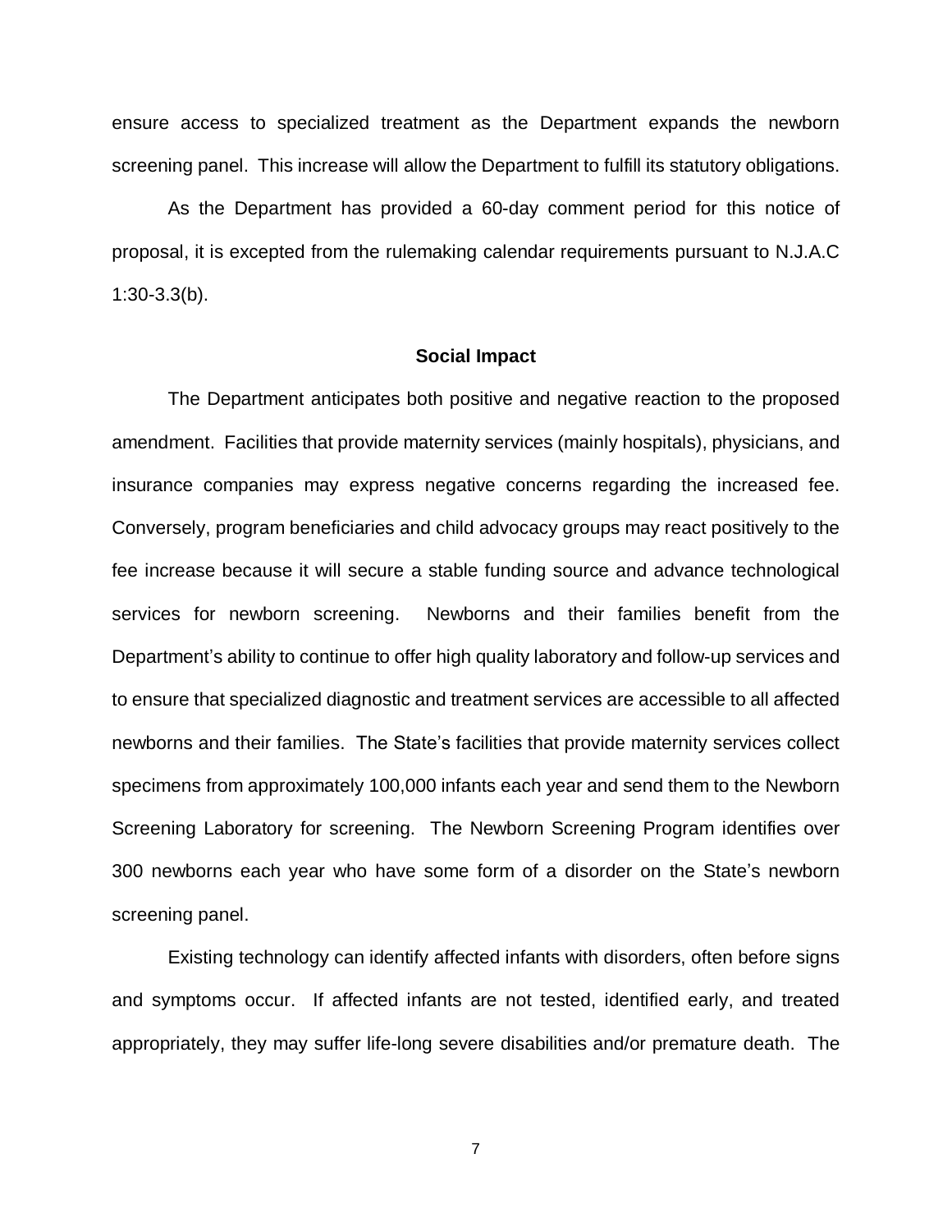ensure access to specialized treatment as the Department expands the newborn screening panel. This increase will allow the Department to fulfill its statutory obligations.

As the Department has provided a 60-day comment period for this notice of proposal, it is excepted from the rulemaking calendar requirements pursuant to N.J.A.C 1:30-3.3(b).

**Social Impact**

The Department anticipates both positive and negative reaction to the proposed amendment. Facilities that provide maternity services (mainly hospitals), physicians, and insurance companies may express negative concerns regarding the increased fee. Conversely, program beneficiaries and child advocacy groups may react positively to the fee increase because it will secure a stable funding source and advance technological services for newborn screening. Newborns and their families benefit from the Department's ability to continue to offer high quality laboratory and follow-up services and to ensure that specialized diagnostic and treatment services are accessible to all affected newborns and their families. The State's facilities that provide maternity services collect specimens from approximately 100,000 infants each year and send them to the Newborn Screening Laboratory for screening. The Newborn Screening Program identifies over 300 newborns each year who have some form of a disorder on the State's newborn screening panel.

Existing technology can identify affected infants with disorders, often before signs and symptoms occur. If affected infants are not tested, identified early, and treated appropriately, they may suffer life-long severe disabilities and/or premature death. The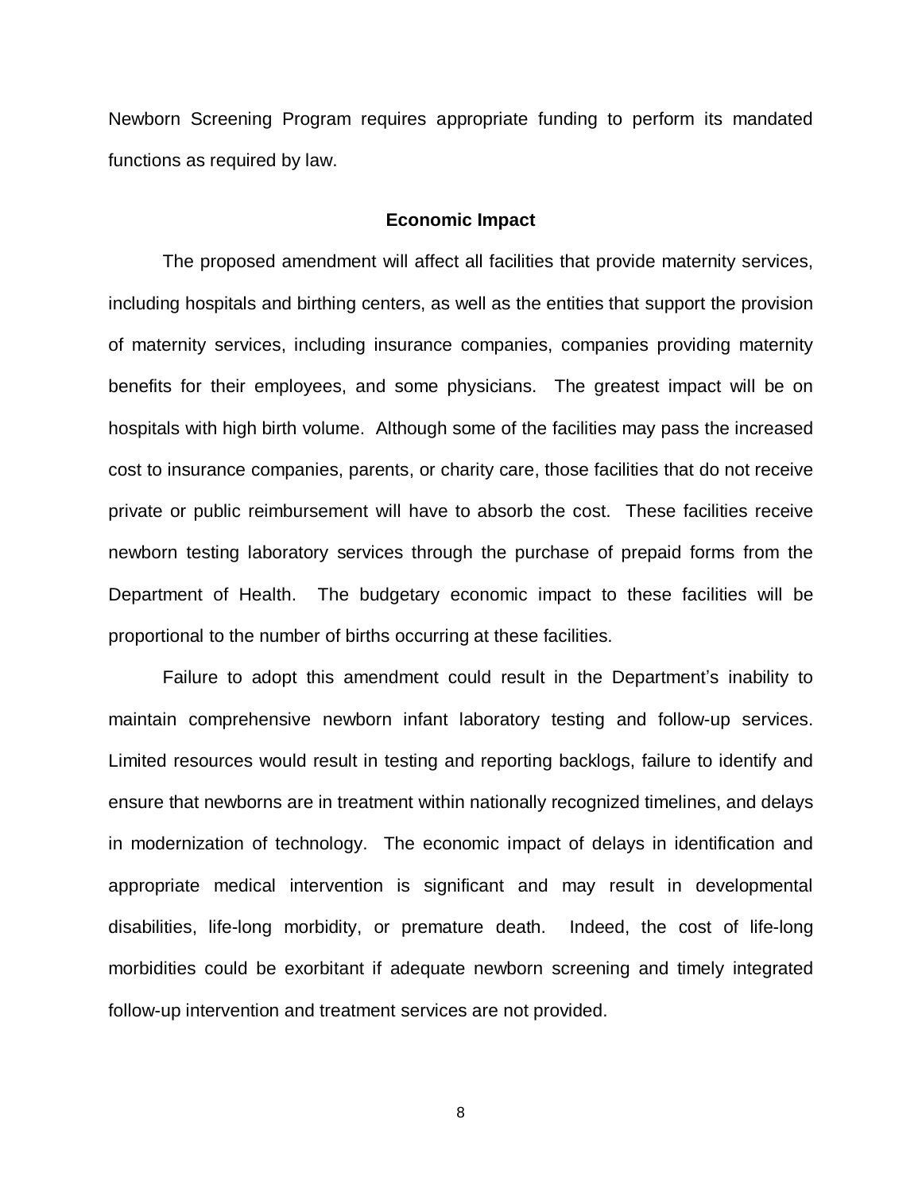Newborn Screening Program requires appropriate funding to perform its mandated functions as required by law.

## Economic Impact

The proposed amendment will affect all facilities that provide maternity services, including hospitals and birthing centers, as well as the entities that support the provision of maternity services, including insurance companies, companies providing maternity benefits for their employees, and some physicians. The greatest impact will be on hospitals with high birth volume. Although some of the facilities may pass the increased cost to insurance companies, parents, or charity care, those facilities that do not receive private or public reimbursement will have to absorb the cost. These facilities receive newborn testing laboratory services through the purchase of prepaid forms from the Department of Health. The budgetary economic impact to these facilities will be proportional to the number of births occurring at these facilities.

Failure to adopt this amendment could result in the Department's inability to maintain comprehensive newborn infant laboratory testing and follow-up services. Limited resources would result in testing and reporting backlogs, failure to identify and ensure that newborns are in treatment within nationally recognized timelines, and delays in modernization of technology. The economic impact of delays in identification and appropriate medical intervention is significant and may result in developmental disabilities, life-long morbidity, or premature death. Indeed, the cost of life-long morbidities could be exorbitant if adequate newborn screening and timely integrated follow-up intervention and treatment services are not provided.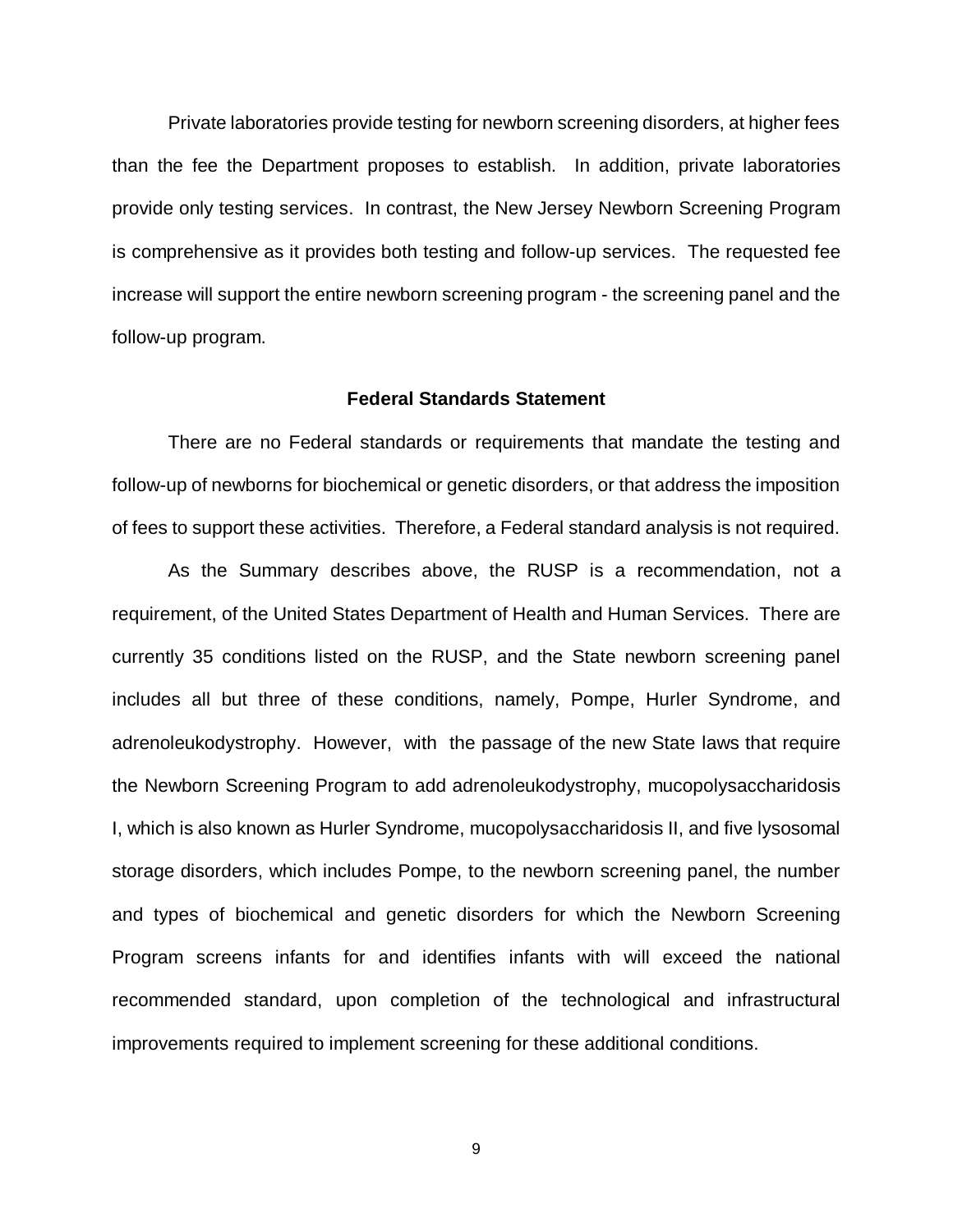Private laboratories provide testing for newborn screening disorders, at higher fees than the fee the Department proposes to establish. In addition, private laboratories provide only testing services. In contrast, the New Jersey Newborn Screening Program is comprehensive as it provides both testing and follow-up services. The requested fee increase will support the entire newborn screening program - the screening panel and the follow-up program.

### Federal Standards Statement

There are no Federal standards or requirements that mandate the testing and follow-up of newborns for biochemical or genetic disorders, or that address the imposition of fees to support these activities. Therefore, a Federal standard analysis is not required.

As the Summary describes above, the RUSP is a recommendation, not a requirement, of the United States Department of Health and Human Services. There are currently 35 conditions listed on the RUSP, and the State newborn screening panel includes all but three of these conditions, namely, Pompe, Hurler Syndrome, and adrenoleukodystrophy. However, with the passage of the new State laws that require the Newborn Screening Program to add adrenoleukodystrophy, mucopolysaccharidosis I, which is also known as Hurler Syndrome, mucopolysaccharidosis II, and five lysosomal storage disorders, which includes Pompe, to the newborn screening panel, the number and types of biochemical and genetic disorders for which the Newborn Screening Program screens infants for and identifies infants with will exceed the national recommended standard, upon completion of the technological and infrastructural improvements required to implement screening for these additional conditions.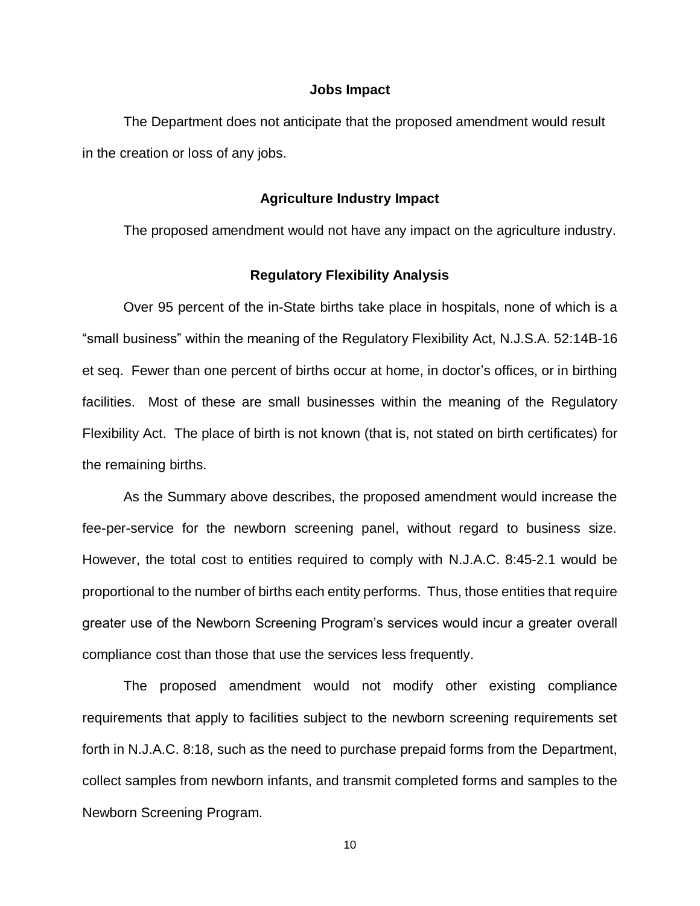**Jobs Impact**

The Department does not anticipate that the proposed amendment would result in the creation or loss of any jobs.

**Agriculture Industry Impact**

The proposed amendment would not have any impact on the agriculture industry.

**Regulatory Flexibility Analysis**

Over 95 percent of the in-State births take place in hospitals, none of which is a "small business" within the meaning of the Regulatory Flexibility Act, N.J.S.A. 52:14B-16 et seq. Fewer than one percent of births occur at home, in doctor's offices, or in birthing facilities. Most of these are small businesses within the meaning of the Regulatory Flexibility Act. The place of birth is not known (that is, not stated on birth certificates) for the remaining births.

As the Summary above describes, the proposed amendment would increase the fee-per-service for the newborn screening panel, without regard to business size. However, the total cost to entities required to comply with N.J.A.C. 8:45-2.1 would be proportional to the number of births each entity performs. Thus, those entities that require greater use of the Newborn Screening Program's services would incur a greater overall compliance cost than those that use the services less frequently.

The proposed amendment would not modify other existing compliance requirements that apply to facilities subject to the newborn screening requirements set forth in N.J.A.C. 8:18, such as the need to purchase prepaid forms from the Department, collect samples from newborn infants, and transmit completed forms and samples to the Newborn Screening Program.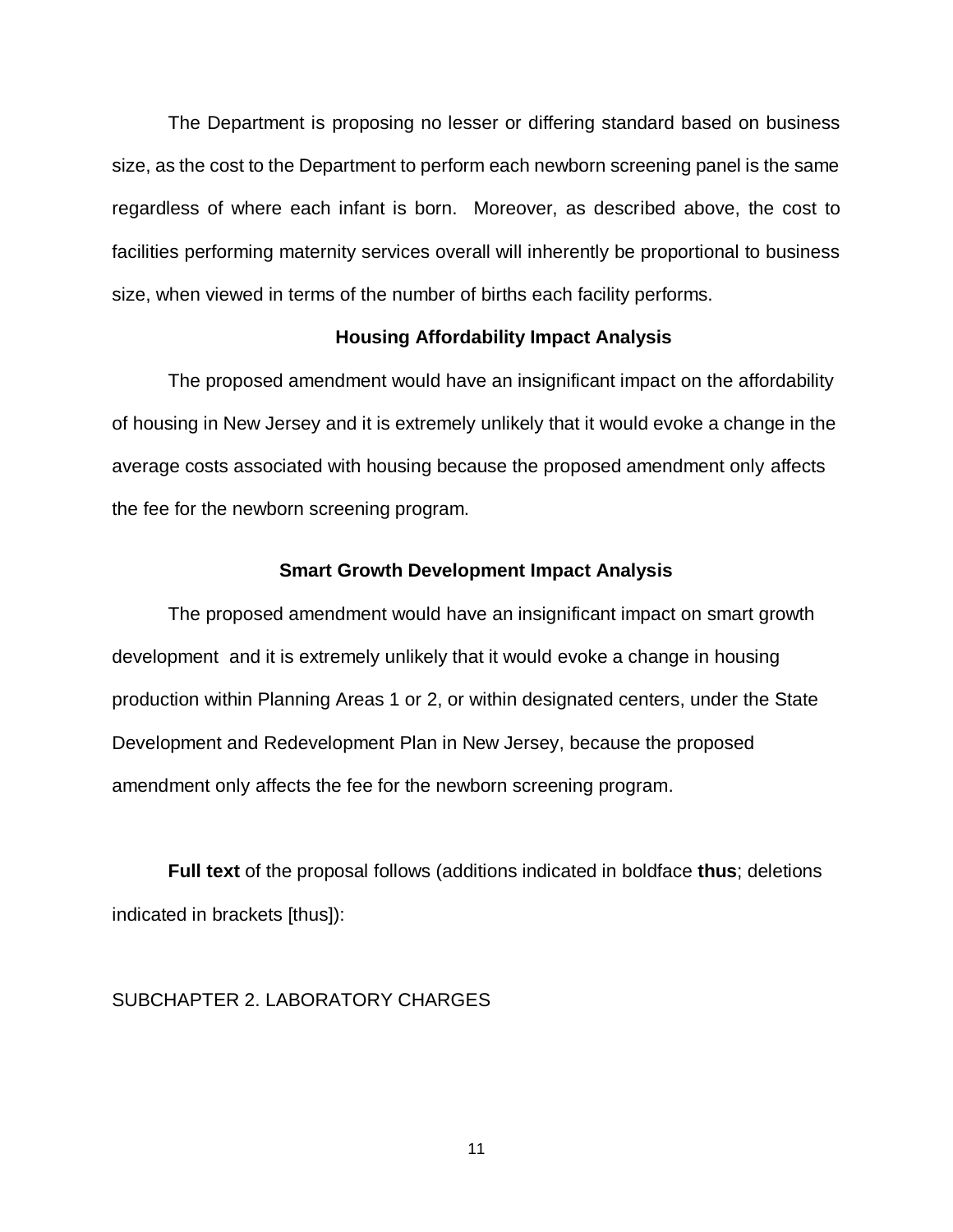The Department is proposing no lesser or differing standard based on business size, as the cost to the Department to perform each newborn screening panel is the same regardless of where each infant is born. Moreover, as described above, the cost to facilities performing maternity services overall will inherently be proportional to business size, when viewed in terms of the number of births each facility performs.

**Housing Affordability Impact Analysis**

The proposed amendment would have an insignificant impact on the affordability of housing in New Jersey and it is extremely unlikely that it would evoke a change in the average costs associated with housing because the proposed amendment only affects the fee for the newborn screening program.

**Smart Growth Development Impact Analysis**

The proposed amendment would have an insignificant impact on smart growth development and it is extremely unlikely that it would evoke a change in housing production within Planning Areas 1 or 2, or within designated centers, under the State Development and Redevelopment Plan in New Jersey, because the proposed amendment only affects the fee for the newborn screening program.

**Full text** of the proposal follows (additions indicated in boldface **thus**; deletions indicated in brackets [thus]):

SUBCHAPTER 2. LABORATORY CHARGES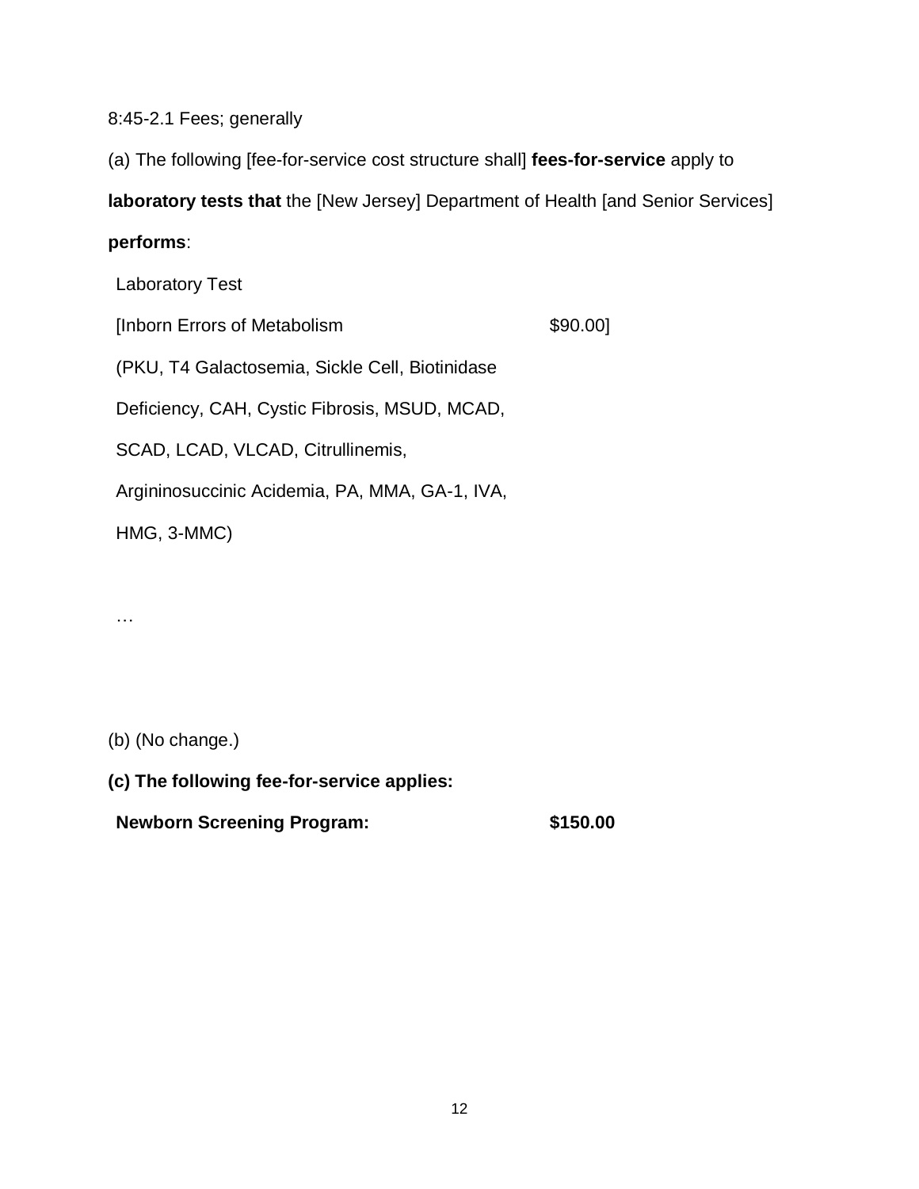8:45-2.1 Fees; generally

(a) The following [fee-for-service cost structure shall] **fees-for-service** apply to **laboratory tests that** the [New Jersey] Department of Health [and Senior Services] **performs**:

| Laboratory Test | |
|---|---|
| [Inborn Errors of Metabolism | $90.00] |
| (PKU, T4 Galactosemia, Sickle Cell, Biotinidase Deficiency, CAH, Cystic Fibrosis, MSUD, MCAD, SCAD, LCAD, VLCAD, Citrullinemis, Argininosuccinic Acidemia, PA, MMA, GA-1, IVA, HMG, 3-MMC) | |

…

(b) (No change.)

**(c) The following fee-for-service applies:**

| | |
|---|---|
| **Newborn Screening Program:** | **$150.00** |